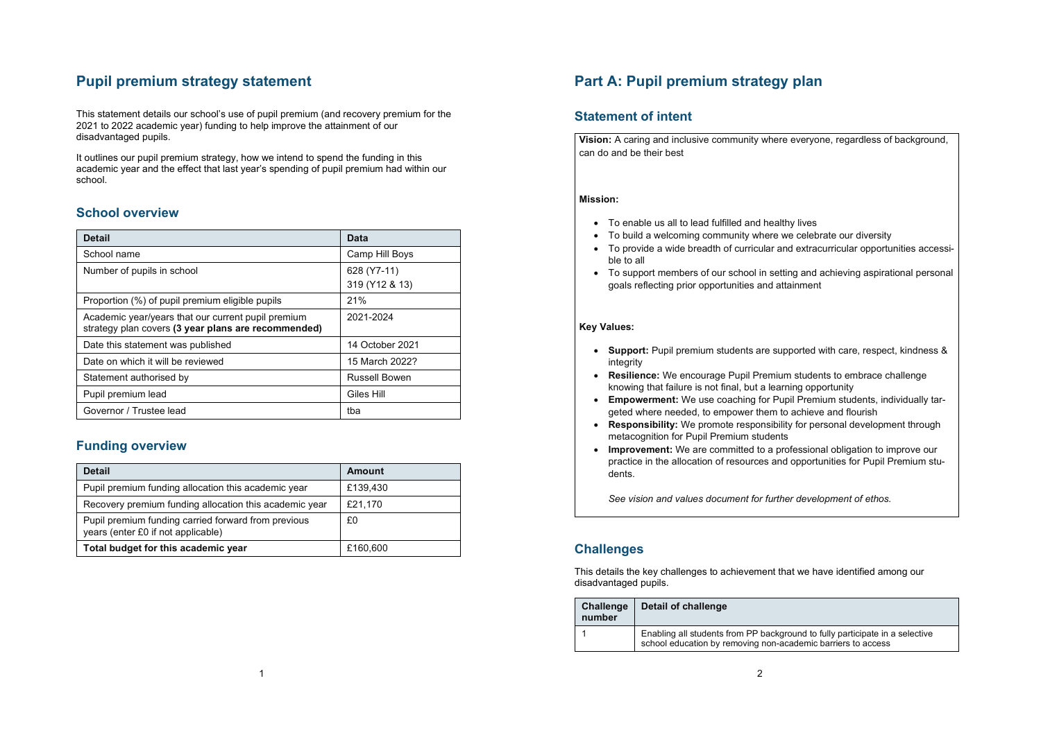# Pupil premium strategy statement

This statement details our school's use of pupil premium (and recovery premium for the 2021 to 2022 academic year) funding to help improve the attainment of our disadvantaged pupils.

It outlines our pupil premium strategy, how we intend to spend the funding in this academic year and the effect that last year's spending of pupil premium had within our school.

## School overview

| Detail | Data |
|---|---|
| School name | Camp Hill Boys |
| Number of pupils in school | 628 (Y7-11)<br>319 (Y12 & 13) |
| Proportion (%) of pupil premium eligible pupils | 21% |
| Academic year/years that our current pupil premium strategy plan covers **(3 year plans are recommended)** | 2021-2024 |
| Date this statement was published | 14 October 2021 |
| Date on which it will be reviewed | 15 March 2022? |
| Statement authorised by | Russell Bowen |
| Pupil premium lead | Giles Hill |
| Governor / Trustee lead | tba |

## Funding overview

| Detail | Amount |
|---|---|
| Pupil premium funding allocation this academic year | £139,430 |
| Recovery premium funding allocation this academic year | £21,170 |
| Pupil premium funding carried forward from previous years (enter £0 if not applicable) | £0 |
| **Total budget for this academic year** | £160,600 |

# Part A: Pupil premium strategy plan

## Statement of intent

**Vision:** A caring and inclusive community where everyone, regardless of background, can do and be their best

**Mission:**

- To enable us all to lead fulfilled and healthy lives
- To build a welcoming community where we celebrate our diversity
- To provide a wide breadth of curricular and extracurricular opportunities accessible to all
- To support members of our school in setting and achieving aspirational personal goals reflecting prior opportunities and attainment

**Key Values:**

- **Support:** Pupil premium students are supported with care, respect, kindness & integrity
- **Resilience:** We encourage Pupil Premium students to embrace challenge knowing that failure is not final, but a learning opportunity
- **Empowerment:** We use coaching for Pupil Premium students, individually targeted where needed, to empower them to achieve and flourish
- **Responsibility:** We promote responsibility for personal development through metacognition for Pupil Premium students
- **Improvement:** We are committed to a professional obligation to improve our practice in the allocation of resources and opportunities for Pupil Premium students.

*See vision and values document for further development of ethos.*

## Challenges

This details the key challenges to achievement that we have identified among our disadvantaged pupils.

| Challenge number | Detail of challenge |
|---|---|
| 1 | Enabling all students from PP background to fully participate in a selective school education by removing non-academic barriers to access |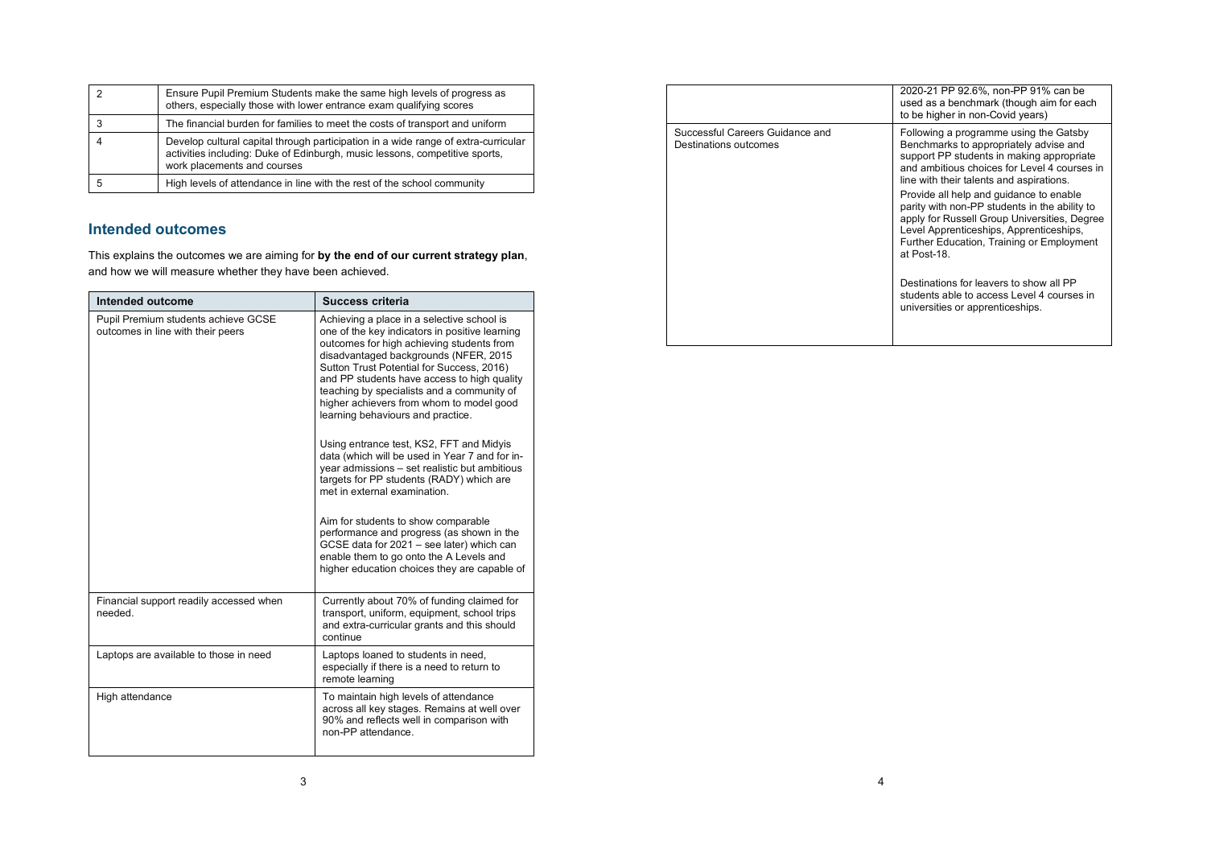| 2 | Ensure Pupil Premium Students make the same high levels of progress as others, especially those with lower entrance exam qualifying scores |
|---|---|
| 3 | The financial burden for families to meet the costs of transport and uniform |
| 4 | Develop cultural capital through participation in a wide range of extra-curricular activities including: Duke of Edinburgh, music lessons, competitive sports, work placements and courses |
| 5 | High levels of attendance in line with the rest of the school community |

## Intended outcomes

This explains the outcomes we are aiming for **by the end of our current strategy plan**, and how we will measure whether they have been achieved.

| Intended outcome | Success criteria |
|---|---|
| Pupil Premium students achieve GCSE outcomes in line with their peers | Achieving a place in a selective school is one of the key indicators in positive learning outcomes for high achieving students from disadvantaged backgrounds (NFER, 2015 Sutton Trust Potential for Success, 2016) and PP students have access to high quality teaching by specialists and a community of higher achievers from whom to model good learning behaviours and practice.<br><br>Using entrance test, KS2, FFT and Midyis data (which will be used in Year 7 and for in-year admissions – set realistic but ambitious targets for PP students (RADY) which are met in external examination.<br><br>Aim for students to show comparable performance and progress (as shown in the GCSE data for 2021 – see later) which can enable them to go onto the A Levels and higher education choices they are capable of |
| Financial support readily accessed when needed. | Currently about 70% of funding claimed for transport, uniform, equipment, school trips and extra-curricular grants and this should continue |
| Laptops are available to those in need | Laptops loaned to students in need, especially if there is a need to return to remote learning |
| High attendance | To maintain high levels of attendance across all key stages. Remains at well over 90% and reflects well in comparison with non-PP attendance.<br><br>2020-21 PP 92.6%, non-PP 91% can be used as a benchmark (though aim for each to be higher in non-Covid years) |
| Successful Careers Guidance and Destinations outcomes | Following a programme using the Gatsby Benchmarks to appropriately advise and support PP students in making appropriate and ambitious choices for Level 4 courses in line with their talents and aspirations.<br><br>Provide all help and guidance to enable parity with non-PP students in the ability to apply for Russell Group Universities, Degree Level Apprenticeships, Apprenticeships, Further Education, Training or Employment at Post-18.<br><br>Destinations for leavers to show all PP students able to access Level 4 courses in universities or apprenticeships. |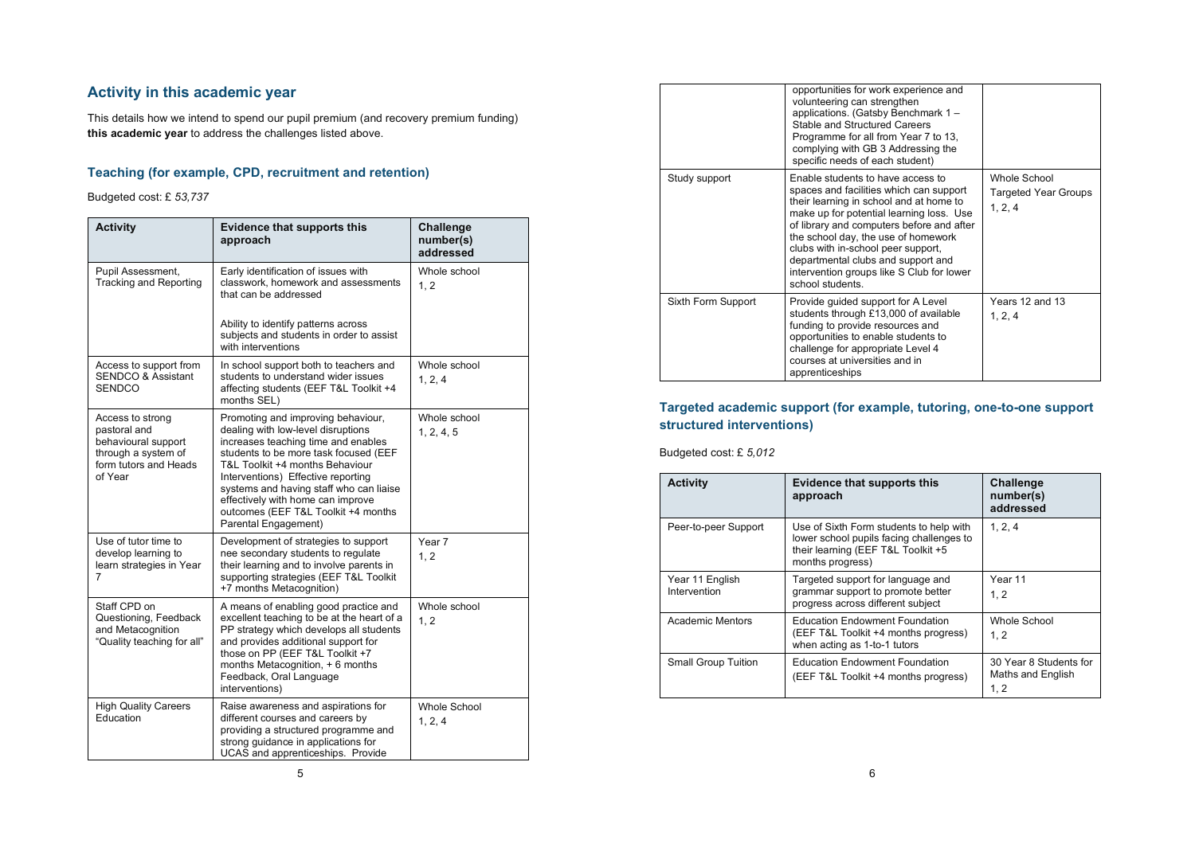## Activity in this academic year

This details how we intend to spend our pupil premium (and recovery premium funding) **this academic year** to address the challenges listed above.

### Teaching (for example, CPD, recruitment and retention)

Budgeted cost: £ *53,737*

| Activity | Evidence that supports this approach | Challenge number(s) addressed |
|---|---|---|
| Pupil Assessment, Tracking and Reporting | Early identification of issues with classwork, homework and assessments that can be addressed<br><br>Ability to identify patterns across subjects and students in order to assist with interventions | Whole school<br>1, 2 |
| Access to support from SENDCO & Assistant SENDCO | In school support both to teachers and students to understand wider issues affecting students (EEF T&L Toolkit +4 months SEL) | Whole school<br>1, 2, 4 |
| Access to strong pastoral and behavioural support through a system of form tutors and Heads of Year | Promoting and improving behaviour, dealing with low-level disruptions increases teaching time and enables students to be more task focused (EEF T&L Toolkit +4 months Behaviour Interventions) Effective reporting systems and having staff who can liaise effectively with home can improve outcomes (EEF T&L Toolkit +4 months Parental Engagement) | Whole school<br>1, 2, 4, 5 |
| Use of tutor time to develop learning to learn strategies in Year 7 | Development of strategies to support nee secondary students to regulate their learning and to involve parents in supporting strategies (EEF T&L Toolkit +7 months Metacognition) | Year 7<br>1, 2 |
| Staff CPD on Questioning, Feedback and Metacognition "Quality teaching for all" | A means of enabling good practice and excellent teaching to be at the heart of a PP strategy which develops all students and provides additional support for those on PP (EEF T&L Toolkit +7 months Metacognition, + 6 months Feedback, Oral Language interventions) | Whole school<br>1, 2 |
| High Quality Careers Education | Raise awareness and aspirations for different courses and careers by providing a structured programme and strong guidance in applications for UCAS and apprenticeships. Provide opportunities for work experience and volunteering can strengthen applications. (Gatsby Benchmark 1 – Stable and Structured Careers Programme for all from Year 7 to 13, complying with GB 3 Addressing the specific needs of each student) | Whole School<br>1, 2, 4 |
| Study support | Enable students to have access to spaces and facilities which can support their learning in school and at home to make up for potential learning loss. Use of library and computers before and after the school day, the use of homework clubs with in-school peer support, departmental clubs and support and intervention groups like S Club for lower school students. | Whole School<br>Targeted Year Groups<br>1, 2, 4 |
| Sixth Form Support | Provide guided support for A Level students through £13,000 of available funding to provide resources and opportunities to enable students to challenge for appropriate Level 4 courses at universities and in apprenticeships | Years 12 and 13<br>1, 2, 4 |

### Targeted academic support (for example, tutoring, one-to-one support structured interventions)

Budgeted cost: £ *5,012*

| Activity | Evidence that supports this approach | Challenge number(s) addressed |
|---|---|---|
| Peer-to-peer Support | Use of Sixth Form students to help with lower school pupils facing challenges to their learning (EEF T&L Toolkit +5 months progress) | 1, 2, 4 |
| Year 11 English Intervention | Targeted support for language and grammar support to promote better progress across different subject | Year 11<br>1, 2 |
| Academic Mentors | Education Endowment Foundation (EEF T&L Toolkit +4 months progress) when acting as 1-to-1 tutors | Whole School<br>1, 2 |
| Small Group Tuition | Education Endowment Foundation<br>(EEF T&L Toolkit +4 months progress) | 30 Year 8 Students for Maths and English<br>1, 2 |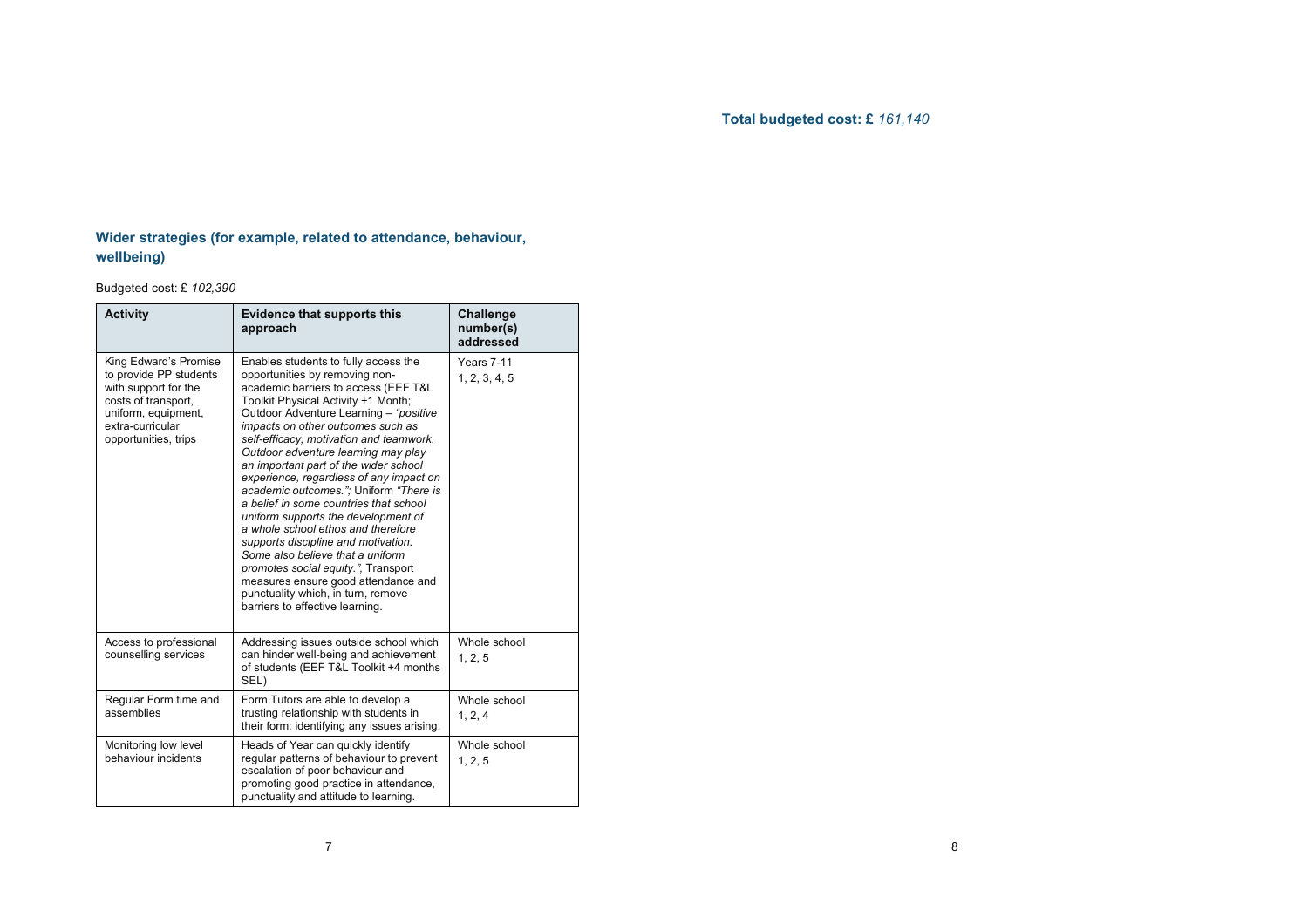**Total budgeted cost: £** *161,140*

### Wider strategies (for example, related to attendance, behaviour, wellbeing)

Budgeted cost: £ *102,390*

| Activity | Evidence that supports this approach | Challenge number(s) addressed |
|---|---|---|
| King Edward's Promise to provide PP students with support for the costs of transport, uniform, equipment, extra-curricular opportunities, trips | Enables students to fully access the opportunities by removing non-academic barriers to access (EEF T&L Toolkit Physical Activity +1 Month; Outdoor Adventure Learning – *"positive impacts on other outcomes such as self-efficacy, motivation and teamwork. Outdoor adventure learning may play an important part of the wider school experience, regardless of any impact on academic outcomes."*; Uniform *"There is a belief in some countries that school uniform supports the development of a whole school ethos and therefore supports discipline and motivation. Some also believe that a uniform promotes social equity."*, Transport measures ensure good attendance and punctuality which, in turn, remove barriers to effective learning. | Years 7-11<br>1, 2, 3, 4, 5 |
| Access to professional counselling services | Addressing issues outside school which can hinder well-being and achievement of students (EEF T&L Toolkit +4 months SEL) | Whole school<br>1, 2, 5 |
| Regular Form time and assemblies | Form Tutors are able to develop a trusting relationship with students in their form; identifying any issues arising. | Whole school<br>1, 2, 4 |
| Monitoring low level behaviour incidents | Heads of Year can quickly identify regular patterns of behaviour to prevent escalation of poor behaviour and promoting good practice in attendance, punctuality and attitude to learning. | Whole school<br>1, 2, 5 |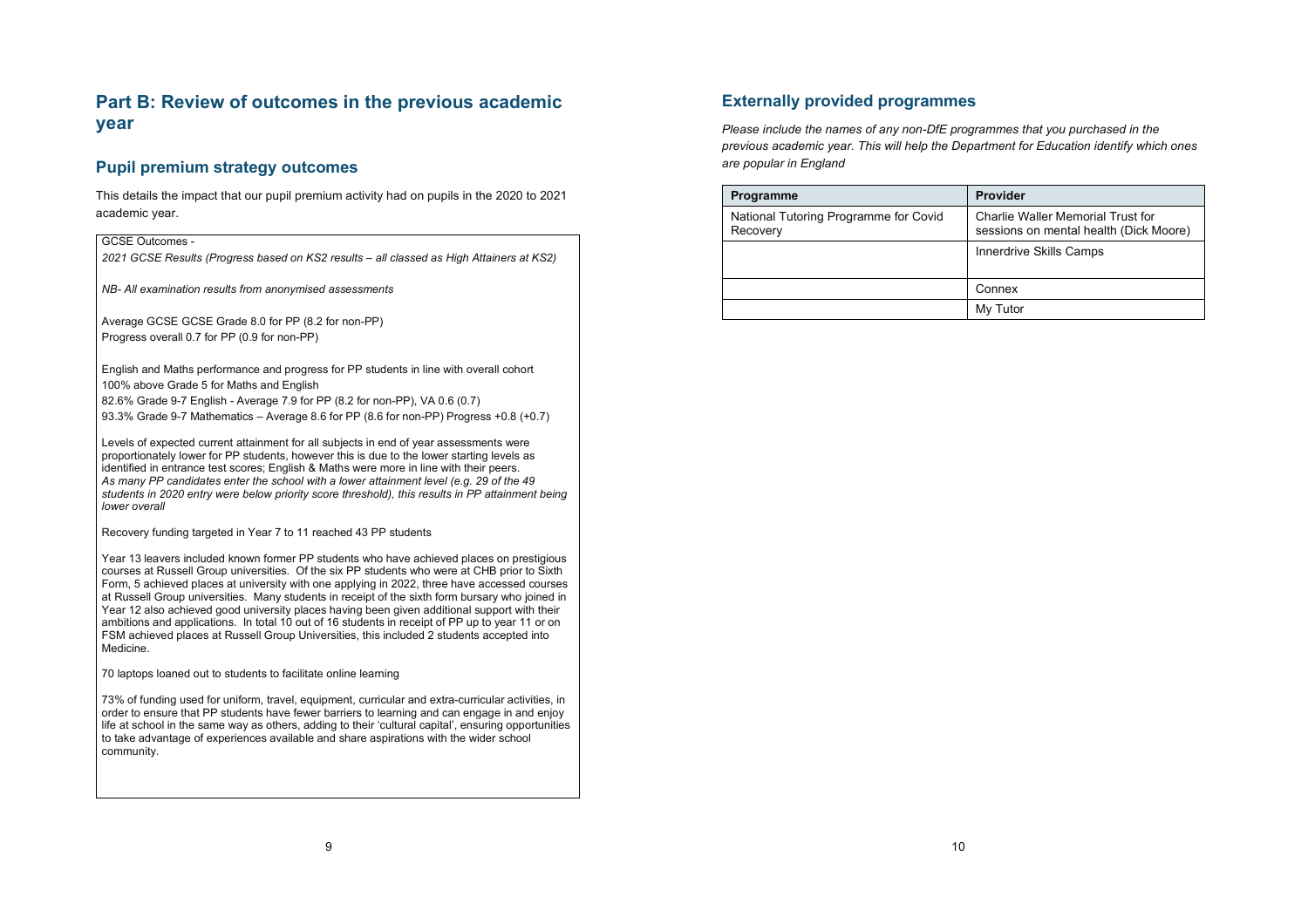## Part B: Review of outcomes in the previous academic year

### Pupil premium strategy outcomes

This details the impact that our pupil premium activity had on pupils in the 2020 to 2021 academic year.

GCSE Outcomes -

*2021 GCSE Results (Progress based on KS2 results – all classed as High Attainers at KS2)*

*NB- All examination results from anonymised assessments*

Average GCSE GCSE Grade 8.0 for PP (8.2 for non-PP)
Progress overall 0.7 for PP (0.9 for non-PP)

English and Maths performance and progress for PP students in line with overall cohort
100% above Grade 5 for Maths and English
82.6% Grade 9-7 English - Average 7.9 for PP (8.2 for non-PP), VA 0.6 (0.7)
93.3% Grade 9-7 Mathematics – Average 8.6 for PP (8.6 for non-PP) Progress +0.8 (+0.7)

Levels of expected current attainment for all subjects in end of year assessments were proportionately lower for PP students, however this is due to the lower starting levels as identified in entrance test scores; English & Maths were more in line with their peers.
*As many PP candidates enter the school with a lower attainment level (e.g. 29 of the 49 students in 2020 entry were below priority score threshold), this results in PP attainment being lower overall*

Recovery funding targeted in Year 7 to 11 reached 43 PP students

Year 13 leavers included known former PP students who have achieved places on prestigious courses at Russell Group universities. Of the six PP students who were at CHB prior to Sixth Form, 5 achieved places at university with one applying in 2022, three have accessed courses at Russell Group universities. Many students in receipt of the sixth form bursary who joined in Year 12 also achieved good university places having been given additional support with their ambitions and applications. In total 10 out of 16 students in receipt of PP up to year 11 or on FSM achieved places at Russell Group Universities, this included 2 students accepted into Medicine.

70 laptops loaned out to students to facilitate online learning

73% of funding used for uniform, travel, equipment, curricular and extra-curricular activities, in order to ensure that PP students have fewer barriers to learning and can engage in and enjoy life at school in the same way as others, adding to their 'cultural capital', ensuring opportunities to take advantage of experiences available and share aspirations with the wider school community.

### Externally provided programmes

*Please include the names of any non-DfE programmes that you purchased in the previous academic year. This will help the Department for Education identify which ones are popular in England*

| Programme | Provider |
|---|---|
| National Tutoring Programme for Covid Recovery | Charlie Waller Memorial Trust for sessions on mental health (Dick Moore) |
| | Innerdrive Skills Camps |
| | Connex |
| | My Tutor |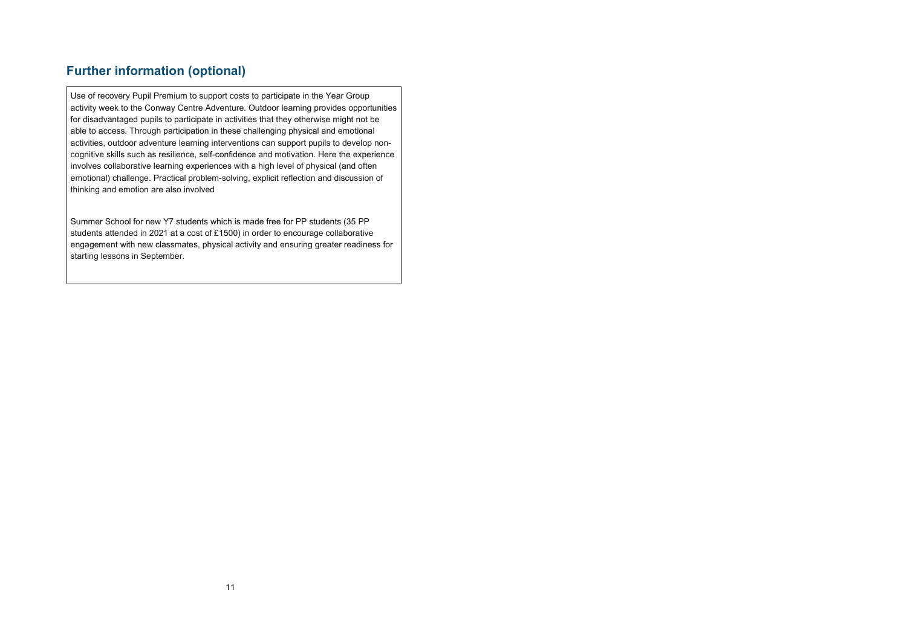## Further information (optional)

Use of recovery Pupil Premium to support costs to participate in the Year Group activity week to the Conway Centre Adventure. Outdoor learning provides opportunities for disadvantaged pupils to participate in activities that they otherwise might not be able to access. Through participation in these challenging physical and emotional activities, outdoor adventure learning interventions can support pupils to develop non-cognitive skills such as resilience, self-confidence and motivation. Here the experience involves collaborative learning experiences with a high level of physical (and often emotional) challenge. Practical problem-solving, explicit reflection and discussion of thinking and emotion are also involved

Summer School for new Y7 students which is made free for PP students (35 PP students attended in 2021 at a cost of £1500) in order to encourage collaborative engagement with new classmates, physical activity and ensuring greater readiness for starting lessons in September.